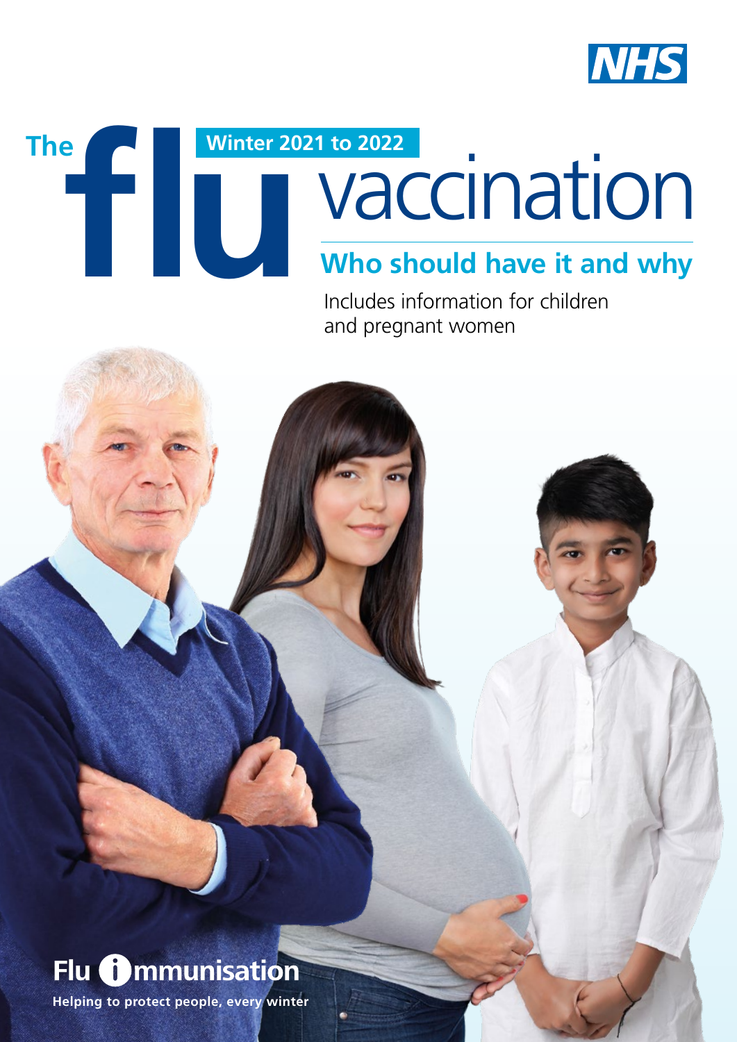NHS

# The flu vaccination

**Winter 2021 to 2022**

## Who should have it and why

Includes information for children and pregnant women

**Flu immunisation**

**Helping to protect people, every winter**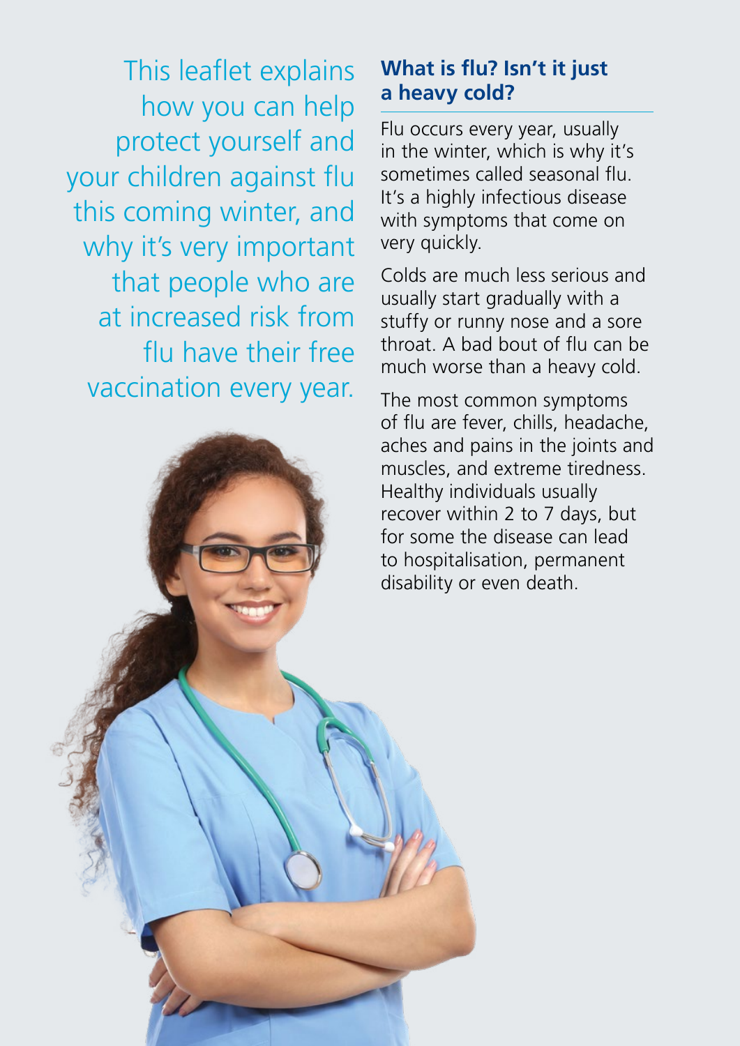This leaflet explains how you can help protect yourself and your children against flu this coming winter, and why it's very important that people who are at increased risk from flu have their free vaccination every year.

## What is flu? Isn't it just a heavy cold?

Flu occurs every year, usually in the winter, which is why it's sometimes called seasonal flu. It's a highly infectious disease with symptoms that come on very quickly.

Colds are much less serious and usually start gradually with a stuffy or runny nose and a sore throat. A bad bout of flu can be much worse than a heavy cold.

The most common symptoms of flu are fever, chills, headache, aches and pains in the joints and muscles, and extreme tiredness. Healthy individuals usually recover within 2 to 7 days, but for some the disease can lead to hospitalisation, permanent disability or even death.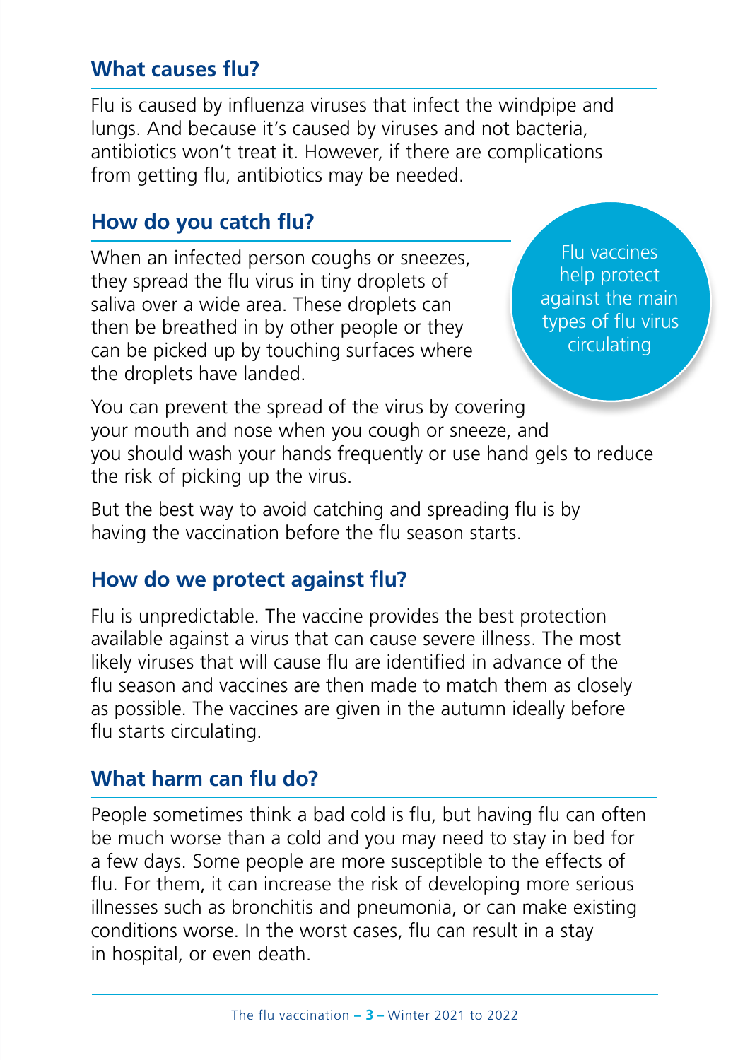## What causes flu?

Flu is caused by influenza viruses that infect the windpipe and lungs. And because it's caused by viruses and not bacteria, antibiotics won't treat it. However, if there are complications from getting flu, antibiotics may be needed.

## How do you catch flu?

When an infected person coughs or sneezes, they spread the flu virus in tiny droplets of saliva over a wide area. These droplets can then be breathed in by other people or they can be picked up by touching surfaces where the droplets have landed.

Flu vaccines help protect against the main types of flu virus circulating

You can prevent the spread of the virus by covering your mouth and nose when you cough or sneeze, and you should wash your hands frequently or use hand gels to reduce the risk of picking up the virus.

But the best way to avoid catching and spreading flu is by having the vaccination before the flu season starts.

## How do we protect against flu?

Flu is unpredictable. The vaccine provides the best protection available against a virus that can cause severe illness. The most likely viruses that will cause flu are identified in advance of the flu season and vaccines are then made to match them as closely as possible. The vaccines are given in the autumn ideally before flu starts circulating.

## What harm can flu do?

People sometimes think a bad cold is flu, but having flu can often be much worse than a cold and you may need to stay in bed for a few days. Some people are more susceptible to the effects of flu. For them, it can increase the risk of developing more serious illnesses such as bronchitis and pneumonia, or can make existing conditions worse. In the worst cases, flu can result in a stay in hospital, or even death.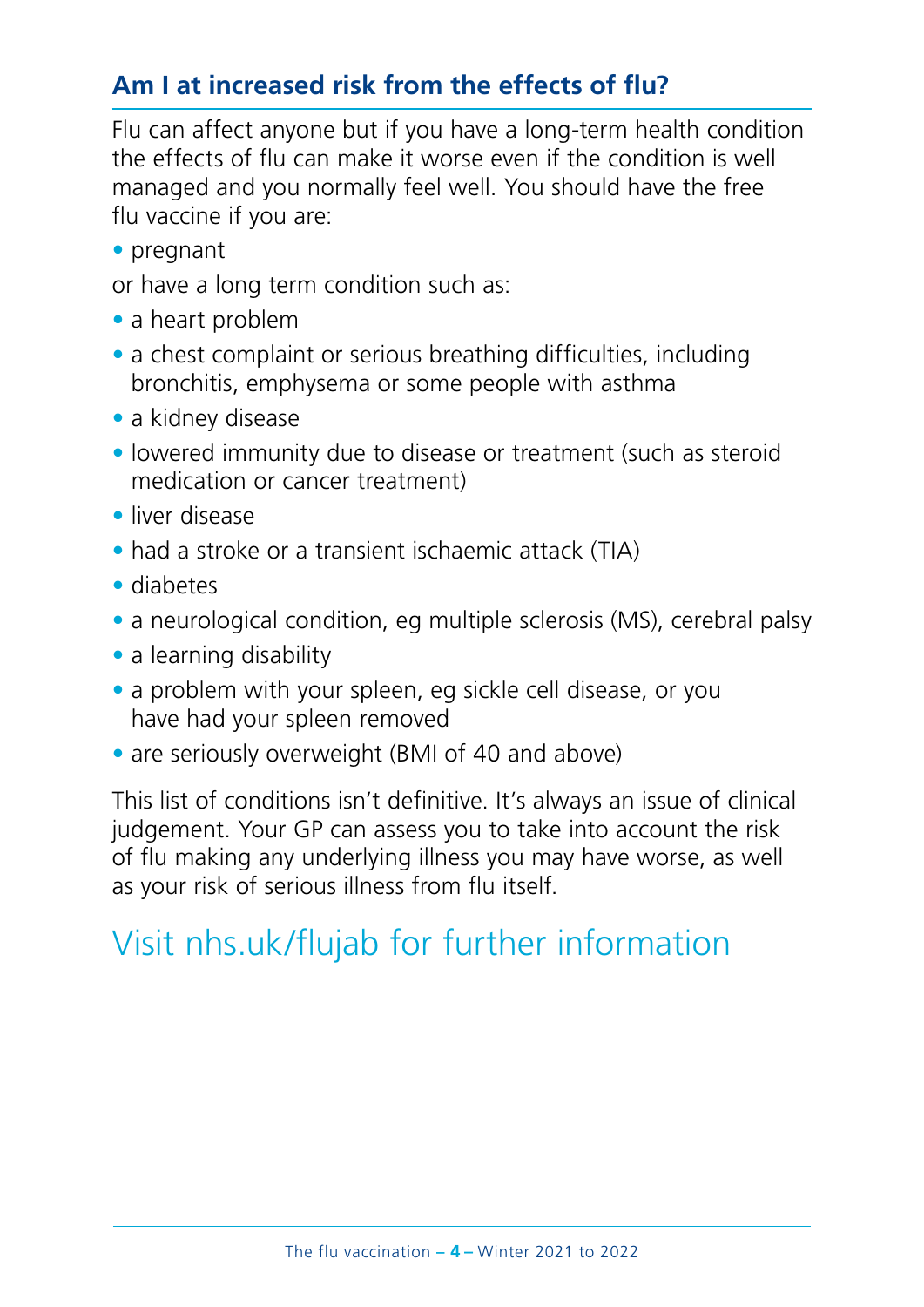## Am I at increased risk from the effects of flu?

Flu can affect anyone but if you have a long-term health condition the effects of flu can make it worse even if the condition is well managed and you normally feel well. You should have the free flu vaccine if you are:

- pregnant

or have a long term condition such as:

- a heart problem
- a chest complaint or serious breathing difficulties, including bronchitis, emphysema or some people with asthma
- a kidney disease
- lowered immunity due to disease or treatment (such as steroid medication or cancer treatment)
- liver disease
- had a stroke or a transient ischaemic attack (TIA)
- diabetes
- a neurological condition, eg multiple sclerosis (MS), cerebral palsy
- a learning disability
- a problem with your spleen, eg sickle cell disease, or you have had your spleen removed
- are seriously overweight (BMI of 40 and above)

This list of conditions isn't definitive. It's always an issue of clinical judgement. Your GP can assess you to take into account the risk of flu making any underlying illness you may have worse, as well as your risk of serious illness from flu itself.

Visit nhs.uk/flujab for further information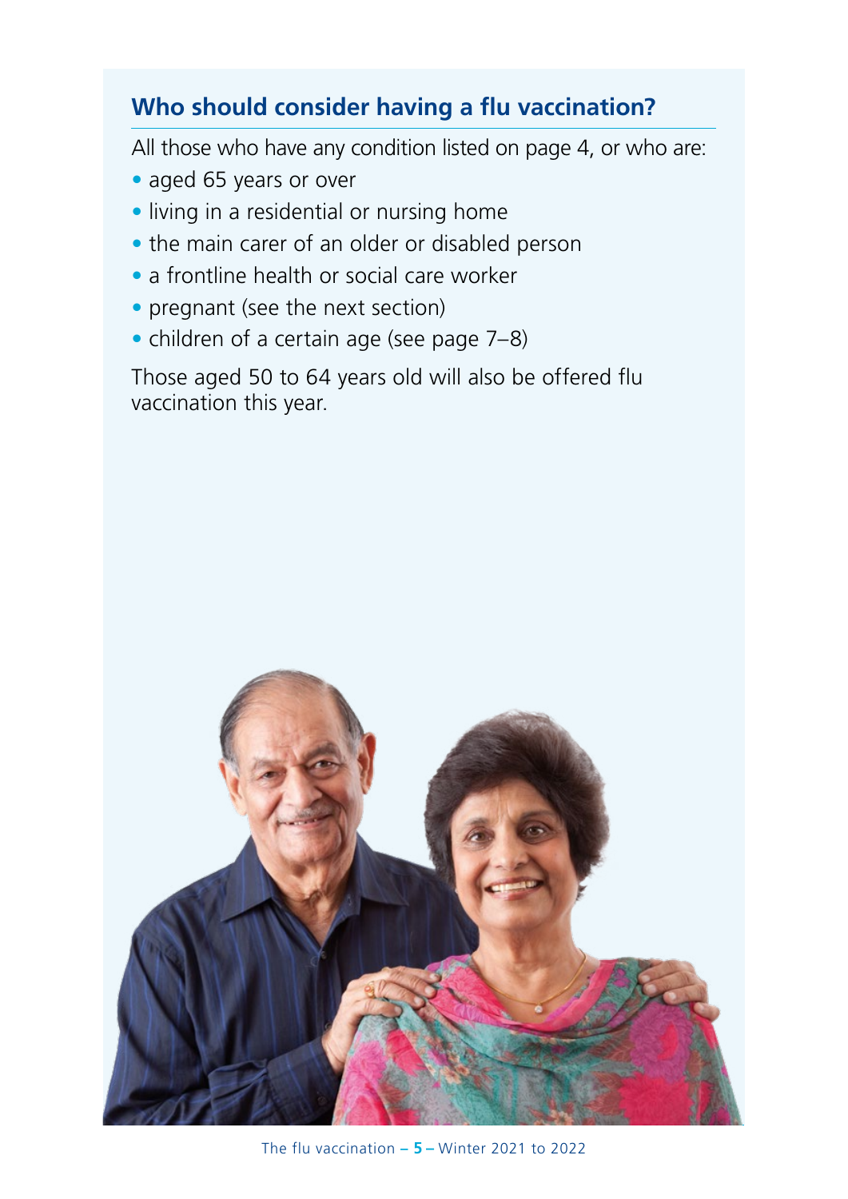## Who should consider having a flu vaccination?

All those who have any condition listed on page 4, or who are:

- aged 65 years or over
- living in a residential or nursing home
- the main carer of an older or disabled person
- a frontline health or social care worker
- pregnant (see the next section)
- children of a certain age (see page 7–8)

Those aged 50 to 64 years old will also be offered flu vaccination this year.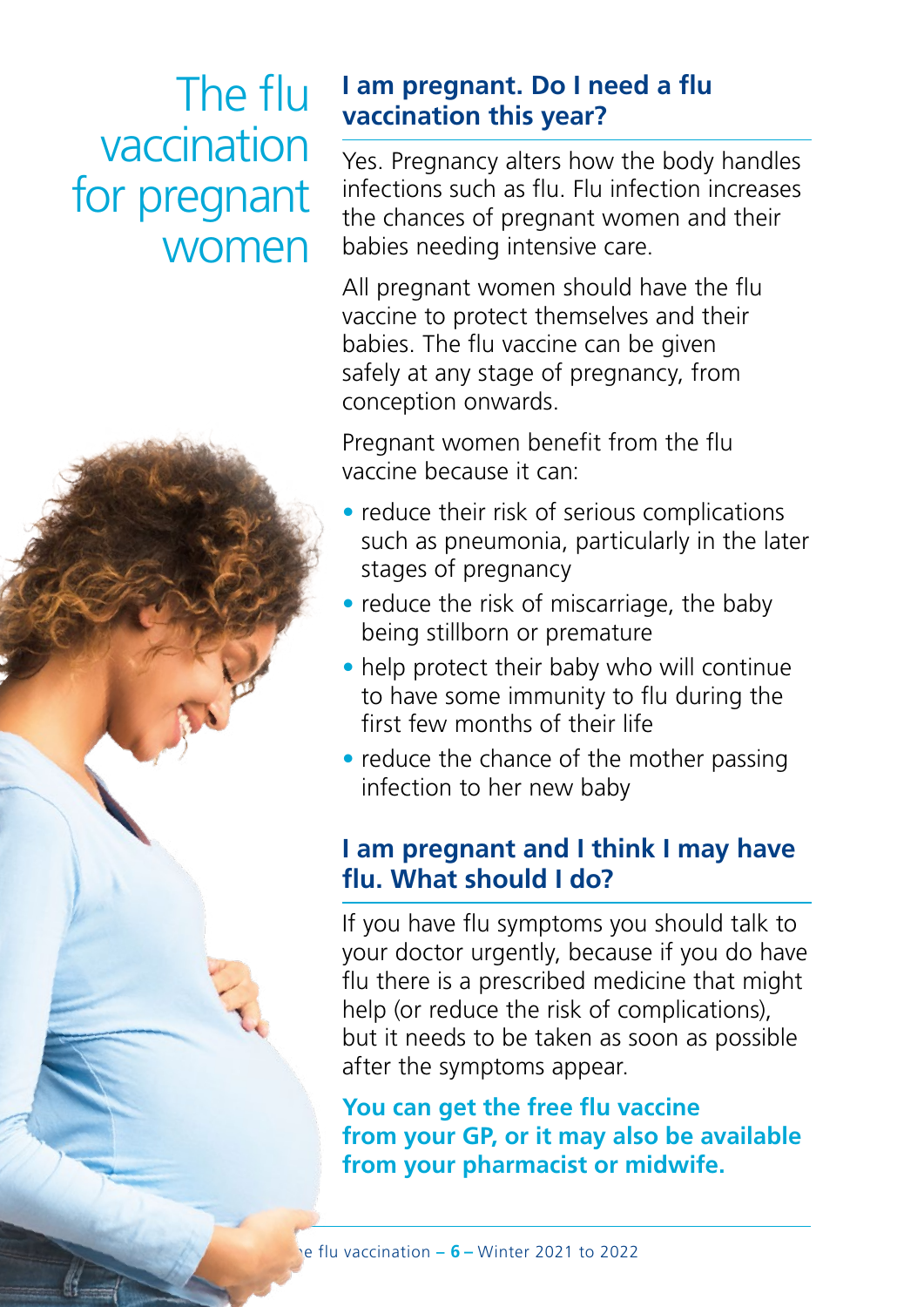# The flu vaccination for pregnant women

## I am pregnant. Do I need a flu vaccination this year?

Yes. Pregnancy alters how the body handles infections such as flu. Flu infection increases the chances of pregnant women and their babies needing intensive care.

All pregnant women should have the flu vaccine to protect themselves and their babies. The flu vaccine can be given safely at any stage of pregnancy, from conception onwards.

Pregnant women benefit from the flu vaccine because it can:

- reduce their risk of serious complications such as pneumonia, particularly in the later stages of pregnancy
- reduce the risk of miscarriage, the baby being stillborn or premature
- help protect their baby who will continue to have some immunity to flu during the first few months of their life
- reduce the chance of the mother passing infection to her new baby

## I am pregnant and I think I may have flu. What should I do?

If you have flu symptoms you should talk to your doctor urgently, because if you do have flu there is a prescribed medicine that might help (or reduce the risk of complications), but it needs to be taken as soon as possible after the symptoms appear.

**You can get the free flu vaccine from your GP, or it may also be available from your pharmacist or midwife.**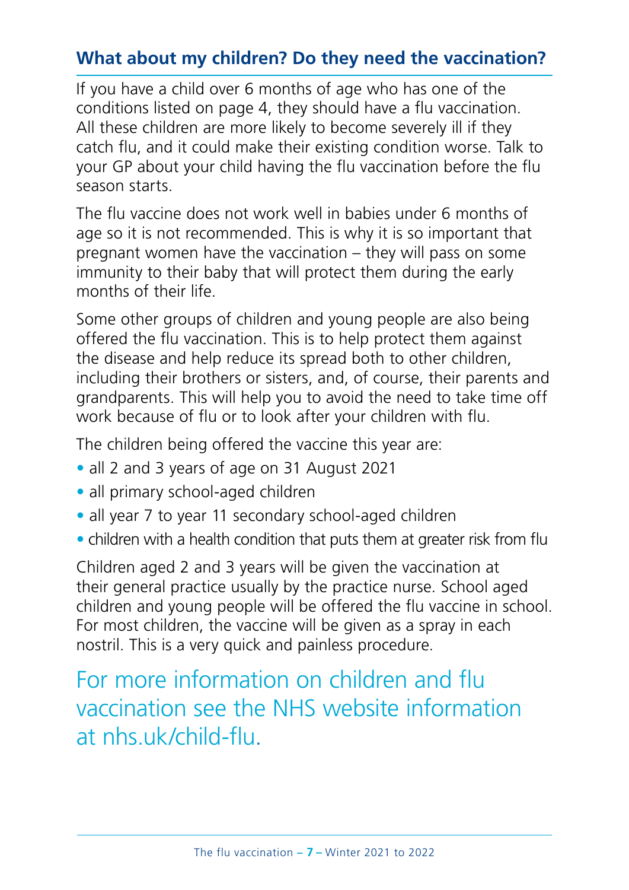## What about my children? Do they need the vaccination?

If you have a child over 6 months of age who has one of the conditions listed on page 4, they should have a flu vaccination. All these children are more likely to become severely ill if they catch flu, and it could make their existing condition worse. Talk to your GP about your child having the flu vaccination before the flu season starts.

The flu vaccine does not work well in babies under 6 months of age so it is not recommended. This is why it is so important that pregnant women have the vaccination – they will pass on some immunity to their baby that will protect them during the early months of their life.

Some other groups of children and young people are also being offered the flu vaccination. This is to help protect them against the disease and help reduce its spread both to other children, including their brothers or sisters, and, of course, their parents and grandparents. This will help you to avoid the need to take time off work because of flu or to look after your children with flu.

The children being offered the vaccine this year are:

- all 2 and 3 years of age on 31 August 2021
- all primary school-aged children
- all year 7 to year 11 secondary school-aged children
- children with a health condition that puts them at greater risk from flu

Children aged 2 and 3 years will be given the vaccination at their general practice usually by the practice nurse. School aged children and young people will be offered the flu vaccine in school. For most children, the vaccine will be given as a spray in each nostril. This is a very quick and painless procedure.

For more information on children and flu vaccination see the NHS website information at nhs.uk/child-flu.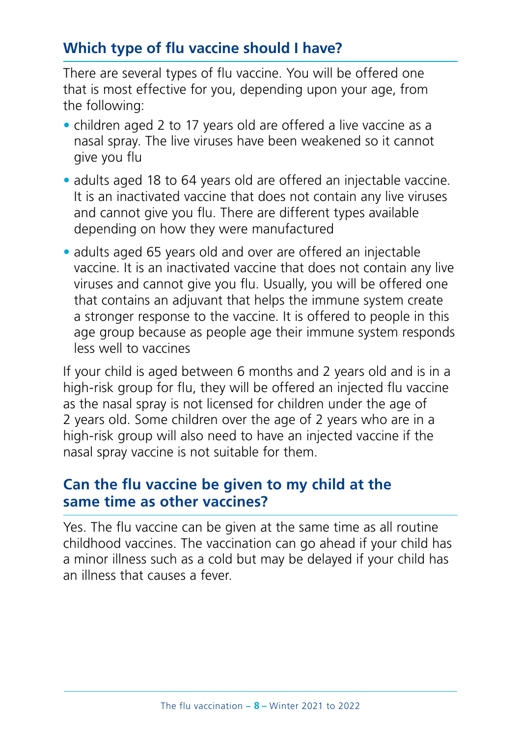## Which type of flu vaccine should I have?

There are several types of flu vaccine. You will be offered one that is most effective for you, depending upon your age, from the following:

- children aged 2 to 17 years old are offered a live vaccine as a nasal spray. The live viruses have been weakened so it cannot give you flu
- adults aged 18 to 64 years old are offered an injectable vaccine. It is an inactivated vaccine that does not contain any live viruses and cannot give you flu. There are different types available depending on how they were manufactured
- adults aged 65 years old and over are offered an injectable vaccine. It is an inactivated vaccine that does not contain any live viruses and cannot give you flu. Usually, you will be offered one that contains an adjuvant that helps the immune system create a stronger response to the vaccine. It is offered to people in this age group because as people age their immune system responds less well to vaccines

If your child is aged between 6 months and 2 years old and is in a high-risk group for flu, they will be offered an injected flu vaccine as the nasal spray is not licensed for children under the age of 2 years old. Some children over the age of 2 years who are in a high-risk group will also need to have an injected vaccine if the nasal spray vaccine is not suitable for them.

## Can the flu vaccine be given to my child at the same time as other vaccines?

Yes. The flu vaccine can be given at the same time as all routine childhood vaccines. The vaccination can go ahead if your child has a minor illness such as a cold but may be delayed if your child has an illness that causes a fever.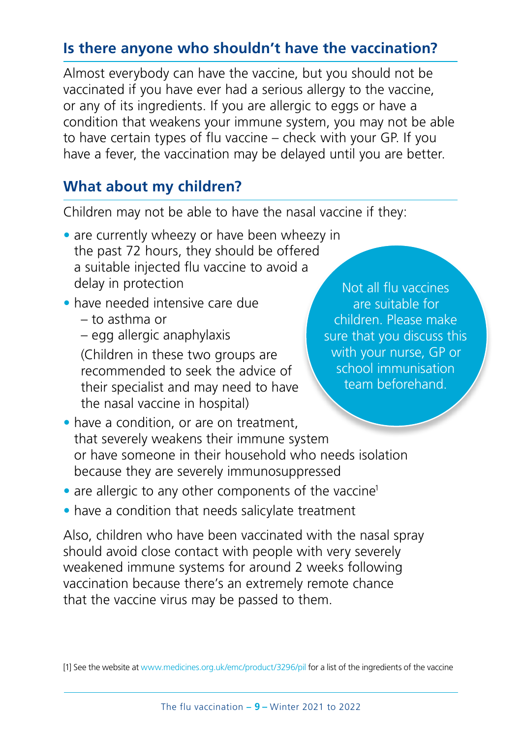## Is there anyone who shouldn't have the vaccination?

Almost everybody can have the vaccine, but you should not be vaccinated if you have ever had a serious allergy to the vaccine, or any of its ingredients. If you are allergic to eggs or have a condition that weakens your immune system, you may not be able to have certain types of flu vaccine – check with your GP. If you have a fever, the vaccination may be delayed until you are better.

## What about my children?

Children may not be able to have the nasal vaccine if they:

- are currently wheezy or have been wheezy in the past 72 hours, they should be offered a suitable injected flu vaccine to avoid a delay in protection
- have needed intensive care due
  - to asthma or
  - egg allergic anaphylaxis

  (Children in these two groups are recommended to seek the advice of their specialist and may need to have the nasal vaccine in hospital)
- have a condition, or are on treatment, that severely weakens their immune system or have someone in their household who needs isolation because they are severely immunosuppressed
- are allergic to any other components of the vaccine[1]
- have a condition that needs salicylate treatment

Not all flu vaccines are suitable for children. Please make sure that you discuss this with your nurse, GP or school immunisation team beforehand.

Also, children who have been vaccinated with the nasal spray should avoid close contact with people with very severely weakened immune systems for around 2 weeks following vaccination because there's an extremely remote chance that the vaccine virus may be passed to them.

[1] See the website at www.medicines.org.uk/emc/product/3296/pil for a list of the ingredients of the vaccine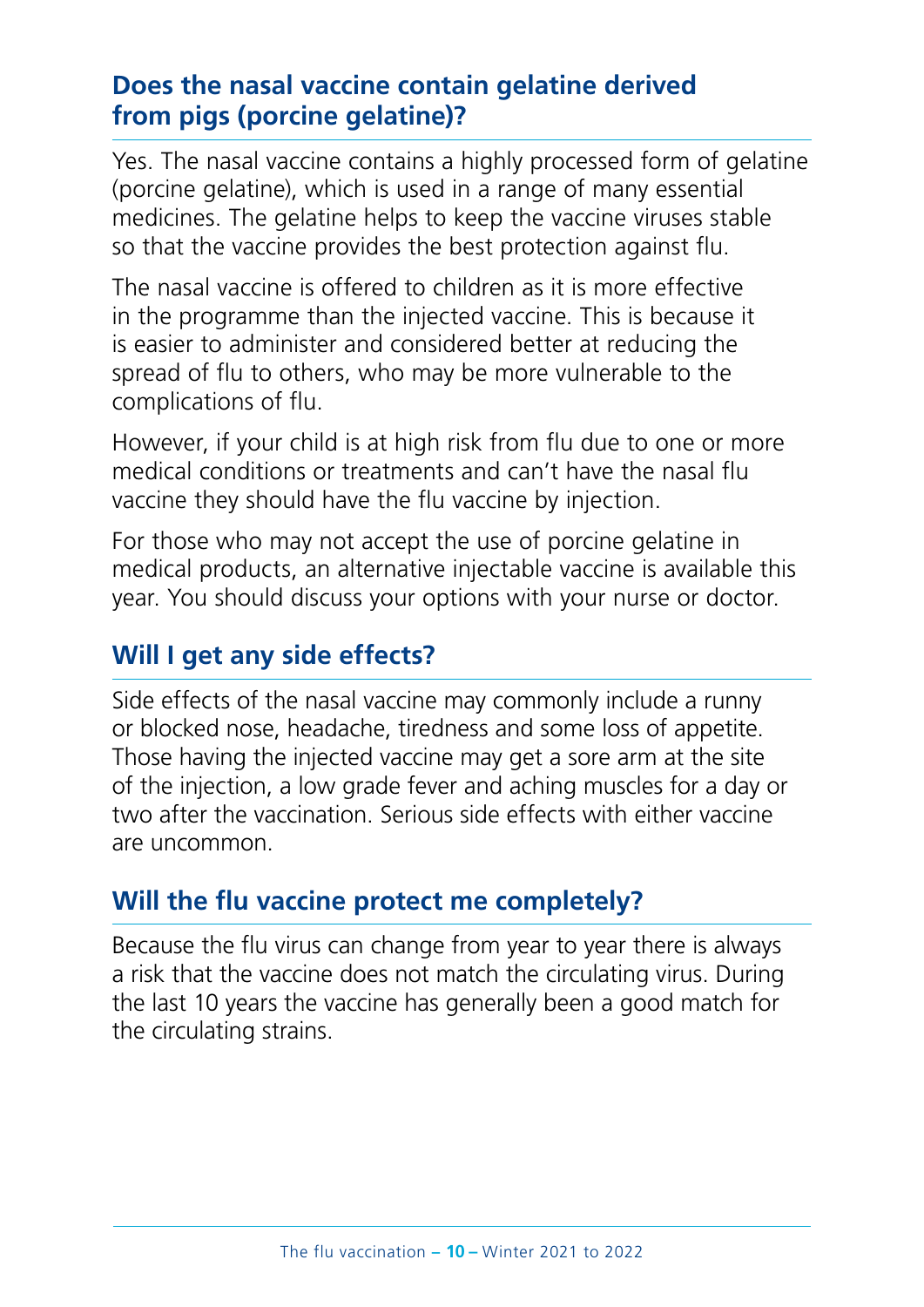## Does the nasal vaccine contain gelatine derived from pigs (porcine gelatine)?

Yes. The nasal vaccine contains a highly processed form of gelatine (porcine gelatine), which is used in a range of many essential medicines. The gelatine helps to keep the vaccine viruses stable so that the vaccine provides the best protection against flu.

The nasal vaccine is offered to children as it is more effective in the programme than the injected vaccine. This is because it is easier to administer and considered better at reducing the spread of flu to others, who may be more vulnerable to the complications of flu.

However, if your child is at high risk from flu due to one or more medical conditions or treatments and can't have the nasal flu vaccine they should have the flu vaccine by injection.

For those who may not accept the use of porcine gelatine in medical products, an alternative injectable vaccine is available this year. You should discuss your options with your nurse or doctor.

## Will I get any side effects?

Side effects of the nasal vaccine may commonly include a runny or blocked nose, headache, tiredness and some loss of appetite. Those having the injected vaccine may get a sore arm at the site of the injection, a low grade fever and aching muscles for a day or two after the vaccination. Serious side effects with either vaccine are uncommon.

## Will the flu vaccine protect me completely?

Because the flu virus can change from year to year there is always a risk that the vaccine does not match the circulating virus. During the last 10 years the vaccine has generally been a good match for the circulating strains.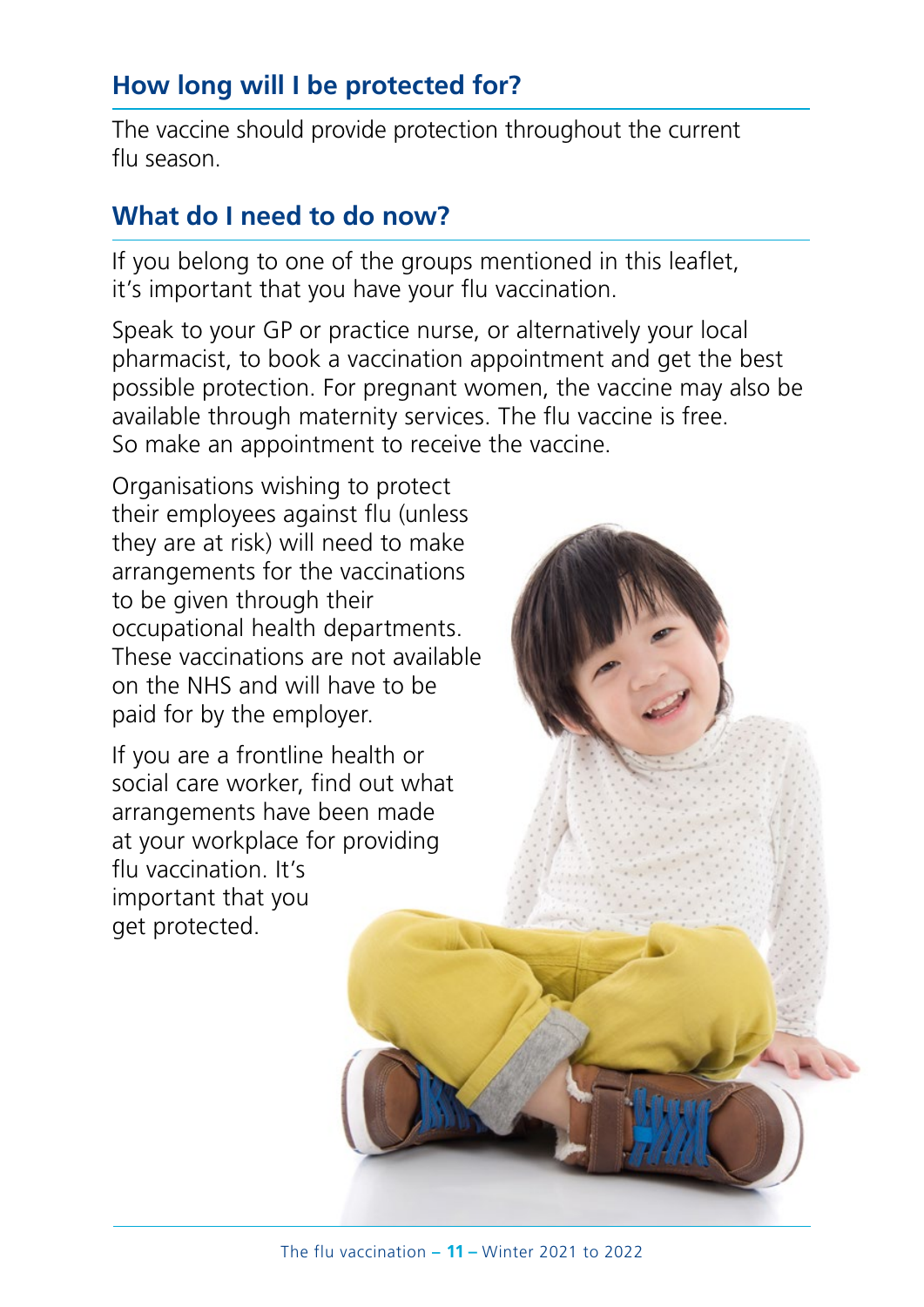## How long will I be protected for?

The vaccine should provide protection throughout the current flu season.

## What do I need to do now?

If you belong to one of the groups mentioned in this leaflet, it's important that you have your flu vaccination.

Speak to your GP or practice nurse, or alternatively your local pharmacist, to book a vaccination appointment and get the best possible protection. For pregnant women, the vaccine may also be available through maternity services. The flu vaccine is free. So make an appointment to receive the vaccine.

Organisations wishing to protect their employees against flu (unless they are at risk) will need to make arrangements for the vaccinations to be given through their occupational health departments. These vaccinations are not available on the NHS and will have to be paid for by the employer.

If you are a frontline health or social care worker, find out what arrangements have been made at your workplace for providing flu vaccination. It's important that you get protected.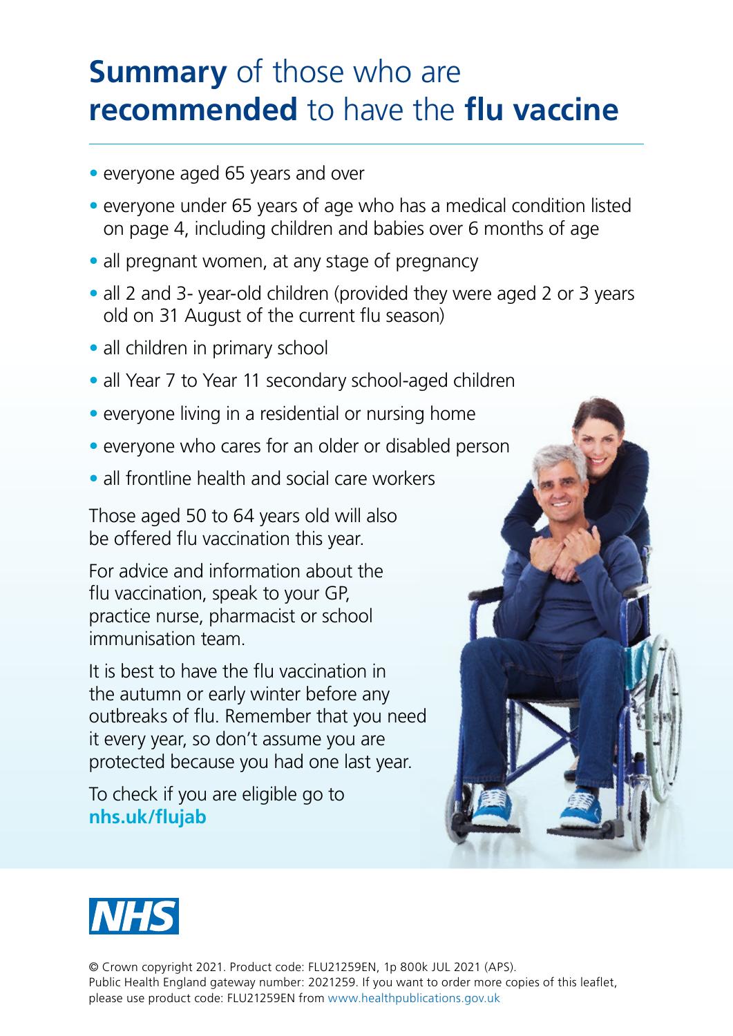# **Summary** of those who are **recommended** to have the **flu vaccine**

- everyone aged 65 years and over
- everyone under 65 years of age who has a medical condition listed on page 4, including children and babies over 6 months of age
- all pregnant women, at any stage of pregnancy
- all 2 and 3- year-old children (provided they were aged 2 or 3 years old on 31 August of the current flu season)
- all children in primary school
- all Year 7 to Year 11 secondary school-aged children
- everyone living in a residential or nursing home
- everyone who cares for an older or disabled person
- all frontline health and social care workers

Those aged 50 to 64 years old will also be offered flu vaccination this year.

For advice and information about the flu vaccination, speak to your GP, practice nurse, pharmacist or school immunisation team.

It is best to have the flu vaccination in the autumn or early winter before any outbreaks of flu. Remember that you need it every year, so don't assume you are protected because you had one last year.

To check if you are eligible go to **nhs.uk/flujab**

NHS

© Crown copyright 2021. Product code: FLU21259EN, 1p 800k JUL 2021 (APS).
Public Health England gateway number: 2021259. If you want to order more copies of this leaflet, please use product code: FLU21259EN from www.healthpublications.gov.uk